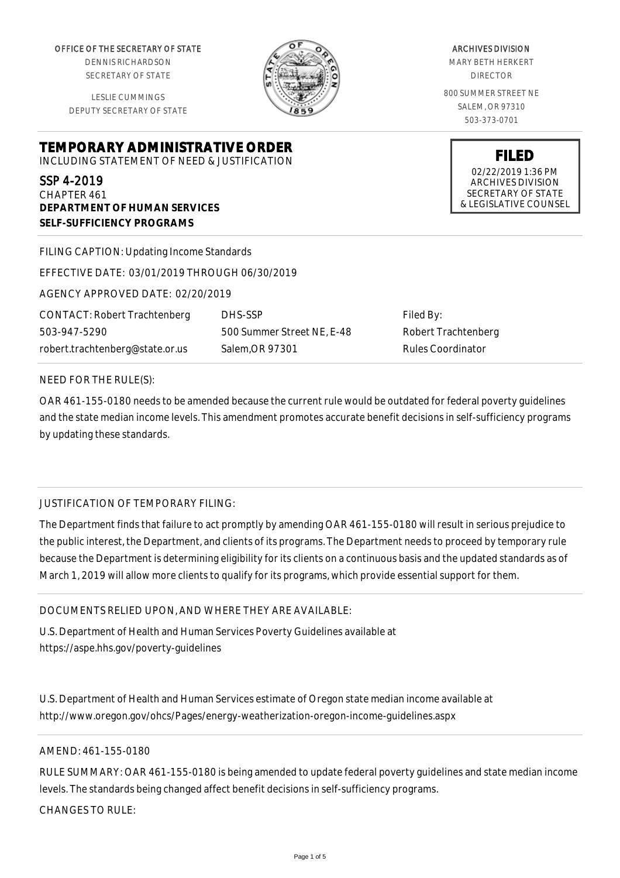OFFICE OF THE SECRETARY OF STATE
DENNIS RICHARDSON
SECRETARY OF STATE

LESLIE CUMMINGS
DEPUTY SECRETARY OF STATE

ARCHIVES DIVISION
MARY BETH HERKERT
DIRECTOR

800 SUMMER STREET NE
SALEM, OR 97310
503-373-0701

**FILED**
02/22/2019 1:36 PM
ARCHIVES DIVISION
SECRETARY OF STATE
& LEGISLATIVE COUNSEL

# TEMPORARY ADMINISTRATIVE ORDER

INCLUDING STATEMENT OF NEED & JUSTIFICATION

SSP 4-2019
CHAPTER 461
**DEPARTMENT OF HUMAN SERVICES**
**SELF-SUFFICIENCY PROGRAMS**

FILING CAPTION: Updating Income Standards

EFFECTIVE DATE: 03/01/2019 THROUGH 06/30/2019

AGENCY APPROVED DATE: 02/20/2019

CONTACT: Robert Trachtenberg
503-947-5290
robert.trachtenberg@state.or.us

DHS-SSP
500 Summer Street NE, E-48
Salem,OR 97301

Filed By:
Robert Trachtenberg
Rules Coordinator

NEED FOR THE RULE(S):

OAR 461-155-0180 needs to be amended because the current rule would be outdated for federal poverty guidelines and the state median income levels. This amendment promotes accurate benefit decisions in self-sufficiency programs by updating these standards.

JUSTIFICATION OF TEMPORARY FILING:

The Department finds that failure to act promptly by amending OAR 461-155-0180 will result in serious prejudice to the public interest, the Department, and clients of its programs. The Department needs to proceed by temporary rule because the Department is determining eligibility for its clients on a continuous basis and the updated standards as of March 1, 2019 will allow more clients to qualify for its programs, which provide essential support for them.

DOCUMENTS RELIED UPON, AND WHERE THEY ARE AVAILABLE:

U.S. Department of Health and Human Services Poverty Guidelines available at
https://aspe.hhs.gov/poverty-guidelines

U.S. Department of Health and Human Services estimate of Oregon state median income available at
http://www.oregon.gov/ohcs/Pages/energy-weatherization-oregon-income-guidelines.aspx

AMEND: 461-155-0180

RULE SUMMARY: OAR 461-155-0180 is being amended to update federal poverty guidelines and state median income levels. The standards being changed affect benefit decisions in self-sufficiency programs.

CHANGES TO RULE: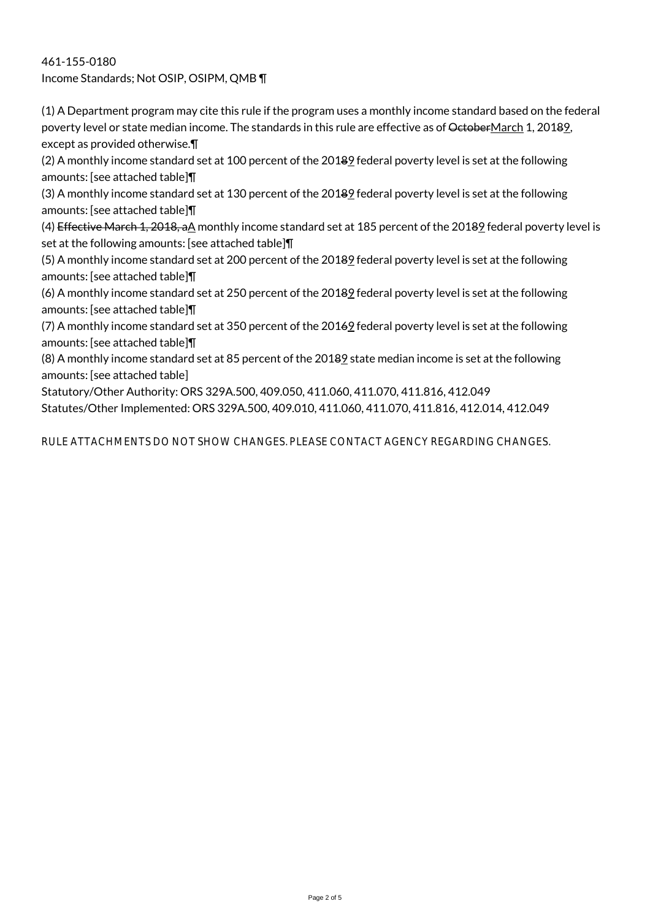461-155-0180
Income Standards; Not OSIP, OSIPM, QMB ¶

(1) A Department program may cite this rule if the program uses a monthly income standard based on the federal poverty level or state median income. The standards in this rule are effective as of ~~October~~<u>March</u> 1, 201~~8~~<u>9</u>, except as provided otherwise.¶

(2) A monthly income standard set at 100 percent of the 201~~8~~<u>9</u> federal poverty level is set at the following amounts: [see attached table]¶

(3) A monthly income standard set at 130 percent of the 201~~8~~<u>9</u> federal poverty level is set at the following amounts: [see attached table]¶

(4) ~~Effective March 1, 2018, a~~<u>A</u> monthly income standard set at 185 percent of the 201~~8~~<u>9</u> federal poverty level is set at the following amounts: [see attached table]¶

(5) A monthly income standard set at 200 percent of the 201~~8~~<u>9</u> federal poverty level is set at the following amounts: [see attached table]¶

(6) A monthly income standard set at 250 percent of the 201~~8~~<u>9</u> federal poverty level is set at the following amounts: [see attached table]¶

(7) A monthly income standard set at 350 percent of the 201~~6~~<u>9</u> federal poverty level is set at the following amounts: [see attached table]¶

(8) A monthly income standard set at 85 percent of the 201~~8~~<u>9</u> state median income is set at the following amounts: [see attached table]

Statutory/Other Authority: ORS 329A.500, 409.050, 411.060, 411.070, 411.816, 412.049

Statutes/Other Implemented: ORS 329A.500, 409.010, 411.060, 411.070, 411.816, 412.014, 412.049

RULE ATTACHMENTS DO NOT SHOW CHANGES. PLEASE CONTACT AGENCY REGARDING CHANGES.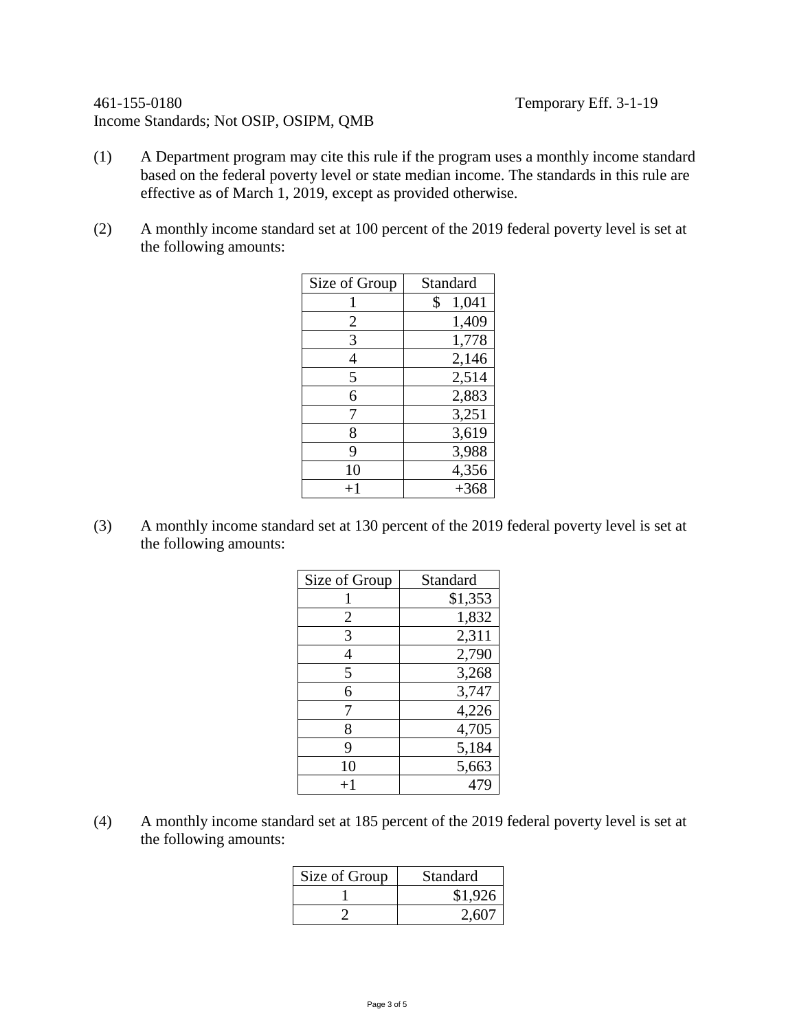461-155-0180 Temporary Eff. 3-1-19

Income Standards; Not OSIP, OSIPM, QMB

(1) A Department program may cite this rule if the program uses a monthly income standard based on the federal poverty level or state median income. The standards in this rule are effective as of March 1, 2019, except as provided otherwise.

(2) A monthly income standard set at 100 percent of the 2019 federal poverty level is set at the following amounts:

| Size of Group | Standard |
|---|---|
| 1 | $ 1,041 |
| 2 | 1,409 |
| 3 | 1,778 |
| 4 | 2,146 |
| 5 | 2,514 |
| 6 | 2,883 |
| 7 | 3,251 |
| 8 | 3,619 |
| 9 | 3,988 |
| 10 | 4,356 |
| +1 | +368 |

(3) A monthly income standard set at 130 percent of the 2019 federal poverty level is set at the following amounts:

| Size of Group | Standard |
|---|---|
| 1 | $1,353 |
| 2 | 1,832 |
| 3 | 2,311 |
| 4 | 2,790 |
| 5 | 3,268 |
| 6 | 3,747 |
| 7 | 4,226 |
| 8 | 4,705 |
| 9 | 5,184 |
| 10 | 5,663 |
| +1 | 479 |

(4) A monthly income standard set at 185 percent of the 2019 federal poverty level is set at the following amounts:

| Size of Group | Standard |
|---|---|
| 1 | $1,926 |
| 2 | 2,607 |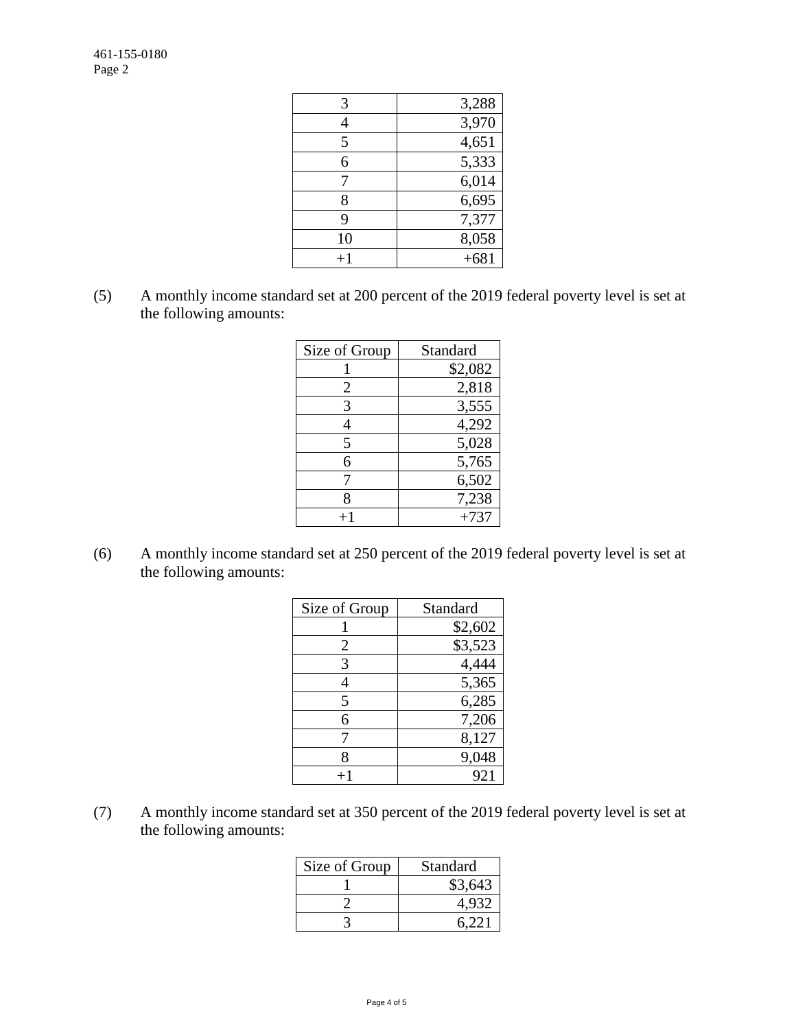| | |
|---|---|
| 3 | 3,288 |
| 4 | 3,970 |
| 5 | 4,651 |
| 6 | 5,333 |
| 7 | 6,014 |
| 8 | 6,695 |
| 9 | 7,377 |
| 10 | 8,058 |
| +1 | +681 |

(5) A monthly income standard set at 200 percent of the 2019 federal poverty level is set at the following amounts:

| Size of Group | Standard |
|---|---|
| 1 | $2,082 |
| 2 | 2,818 |
| 3 | 3,555 |
| 4 | 4,292 |
| 5 | 5,028 |
| 6 | 5,765 |
| 7 | 6,502 |
| 8 | 7,238 |
| +1 | +737 |

(6) A monthly income standard set at 250 percent of the 2019 federal poverty level is set at the following amounts:

| Size of Group | Standard |
|---|---|
| 1 | $2,602 |
| 2 | $3,523 |
| 3 | 4,444 |
| 4 | 5,365 |
| 5 | 6,285 |
| 6 | 7,206 |
| 7 | 8,127 |
| 8 | 9,048 |
| +1 | 921 |

(7) A monthly income standard set at 350 percent of the 2019 federal poverty level is set at the following amounts:

| Size of Group | Standard |
|---|---|
| 1 | $3,643 |
| 2 | 4,932 |
| 3 | 6,221 |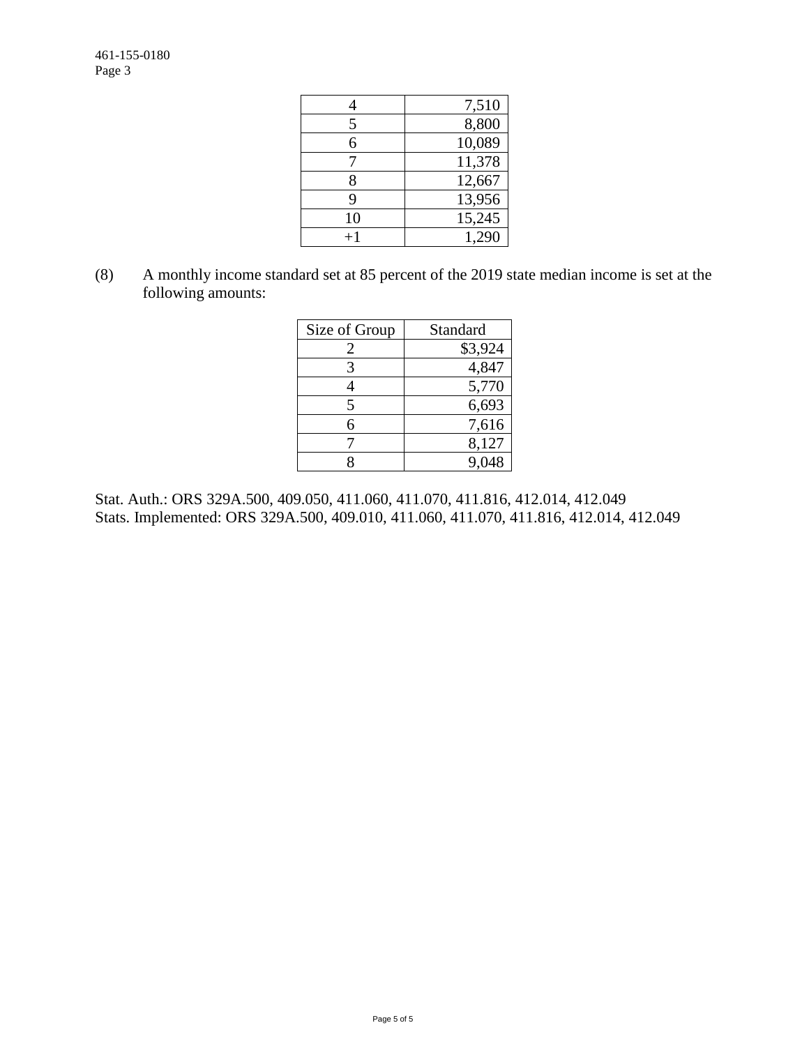| | |
|---|---|
| 4 | 7,510 |
| 5 | 8,800 |
| 6 | 10,089 |
| 7 | 11,378 |
| 8 | 12,667 |
| 9 | 13,956 |
| 10 | 15,245 |
| +1 | 1,290 |

(8) A monthly income standard set at 85 percent of the 2019 state median income is set at the following amounts:

| Size of Group | Standard |
|---|---|
| 2 | $3,924 |
| 3 | 4,847 |
| 4 | 5,770 |
| 5 | 6,693 |
| 6 | 7,616 |
| 7 | 8,127 |
| 8 | 9,048 |

Stat. Auth.: ORS 329A.500, 409.050, 411.060, 411.070, 411.816, 412.014, 412.049
Stats. Implemented: ORS 329A.500, 409.010, 411.060, 411.070, 411.816, 412.014, 412.049